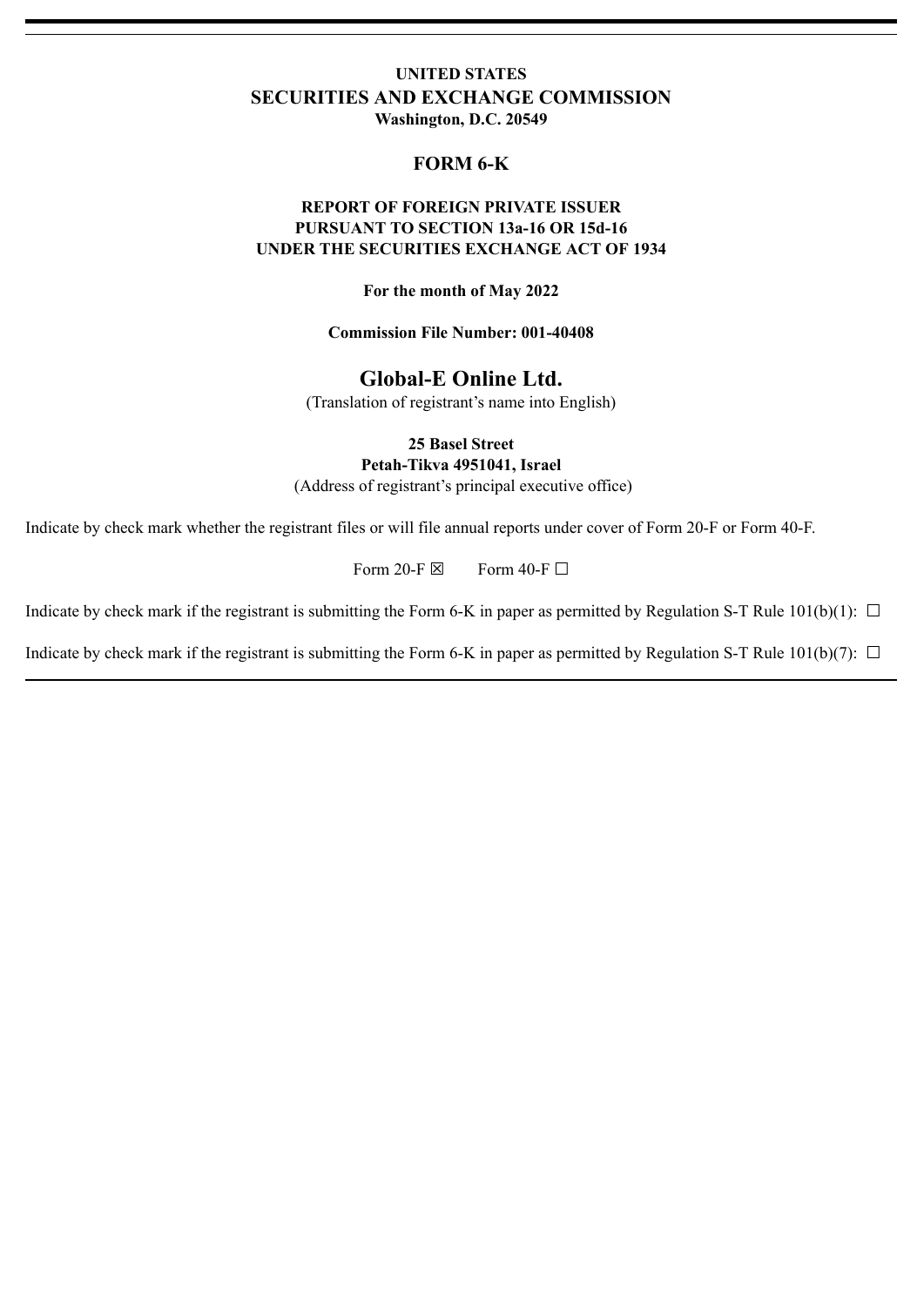**UNITED STATES**
**SECURITIES AND EXCHANGE COMMISSION**
**Washington, D.C. 20549**

# FORM 6-K

**REPORT OF FOREIGN PRIVATE ISSUER**
**PURSUANT TO SECTION 13a-16 OR 15d-16**
**UNDER THE SECURITIES EXCHANGE ACT OF 1934**

**For the month of May 2022**

**Commission File Number: 001-40408**

## Global-E Online Ltd.

(Translation of registrant's name into English)

**25 Basel Street**
**Petah-Tikva 4951041, Israel**
(Address of registrant's principal executive office)

Indicate by check mark whether the registrant files or will file annual reports under cover of Form 20-F or Form 40-F.

Form 20-F ☒ Form 40-F ☐

Indicate by check mark if the registrant is submitting the Form 6-K in paper as permitted by Regulation S-T Rule 101(b)(1): ☐

Indicate by check mark if the registrant is submitting the Form 6-K in paper as permitted by Regulation S-T Rule 101(b)(7): ☐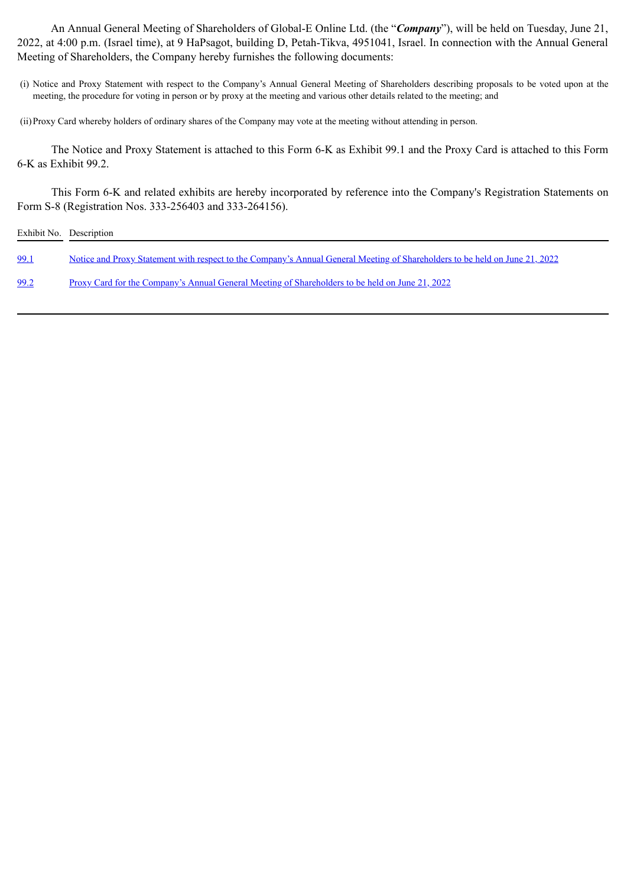An Annual General Meeting of Shareholders of Global-E Online Ltd. (the "***Company***"), will be held on Tuesday, June 21, 2022, at 4:00 p.m. (Israel time), at 9 HaPsagot, building D, Petah-Tikva, 4951041, Israel. In connection with the Annual General Meeting of Shareholders, the Company hereby furnishes the following documents:

(i) Notice and Proxy Statement with respect to the Company's Annual General Meeting of Shareholders describing proposals to be voted upon at the meeting, the procedure for voting in person or by proxy at the meeting and various other details related to the meeting; and

(ii) Proxy Card whereby holders of ordinary shares of the Company may vote at the meeting without attending in person.

The Notice and Proxy Statement is attached to this Form 6-K as Exhibit 99.1 and the Proxy Card is attached to this Form 6-K as Exhibit 99.2.

This Form 6-K and related exhibits are hereby incorporated by reference into the Company's Registration Statements on Form S-8 (Registration Nos. 333-256403 and 333-264156).

| Exhibit No. | Description |
|---|---|
| 99.1 | Notice and Proxy Statement with respect to the Company's Annual General Meeting of Shareholders to be held on June 21, 2022 |
| 99.2 | Proxy Card for the Company's Annual General Meeting of Shareholders to be held on June 21, 2022 |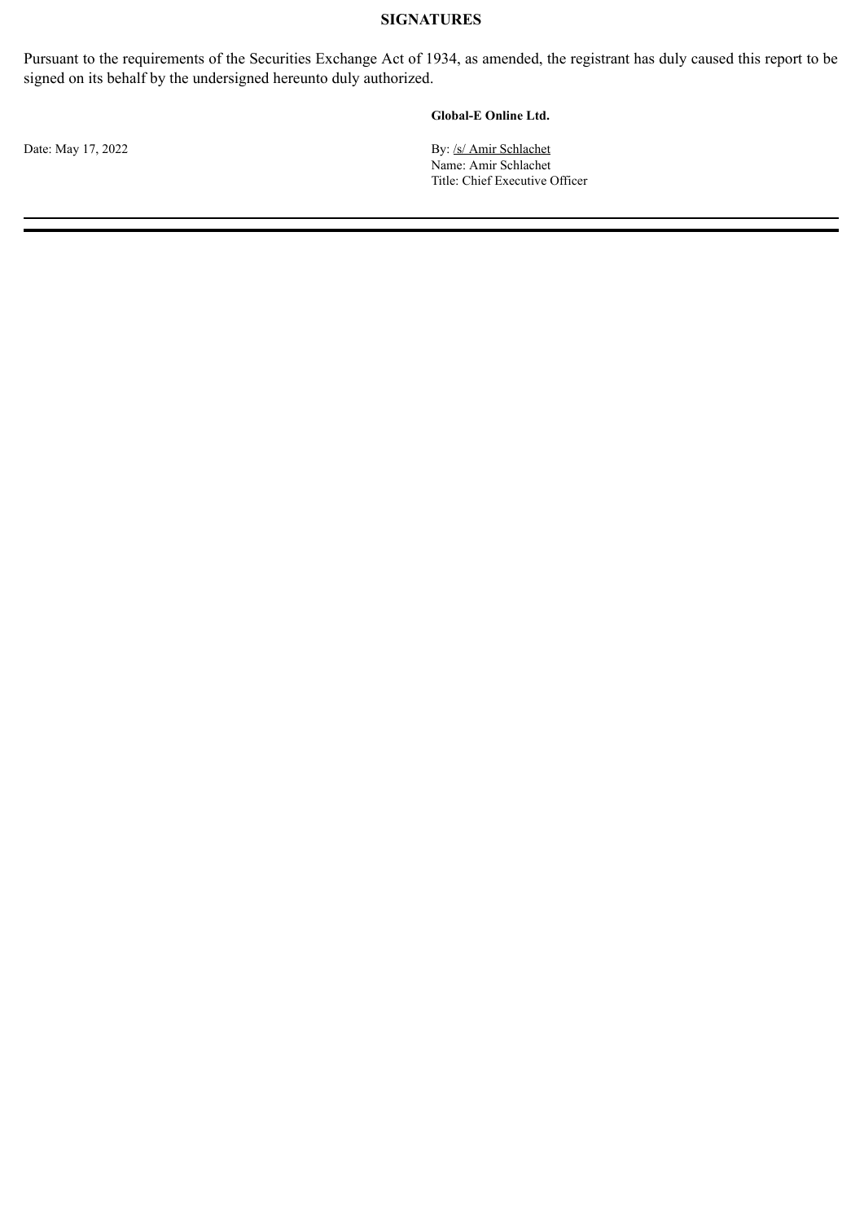**SIGNATURES**

Pursuant to the requirements of the Securities Exchange Act of 1934, as amended, the registrant has duly caused this report to be signed on its behalf by the undersigned hereunto duly authorized.

| | |
|---|---|
| | **Global-E Online Ltd.** |
| Date: May 17, 2022 | By: /s/ Amir Schlachet |
| | Name: Amir Schlachet |
| | Title: Chief Executive Officer |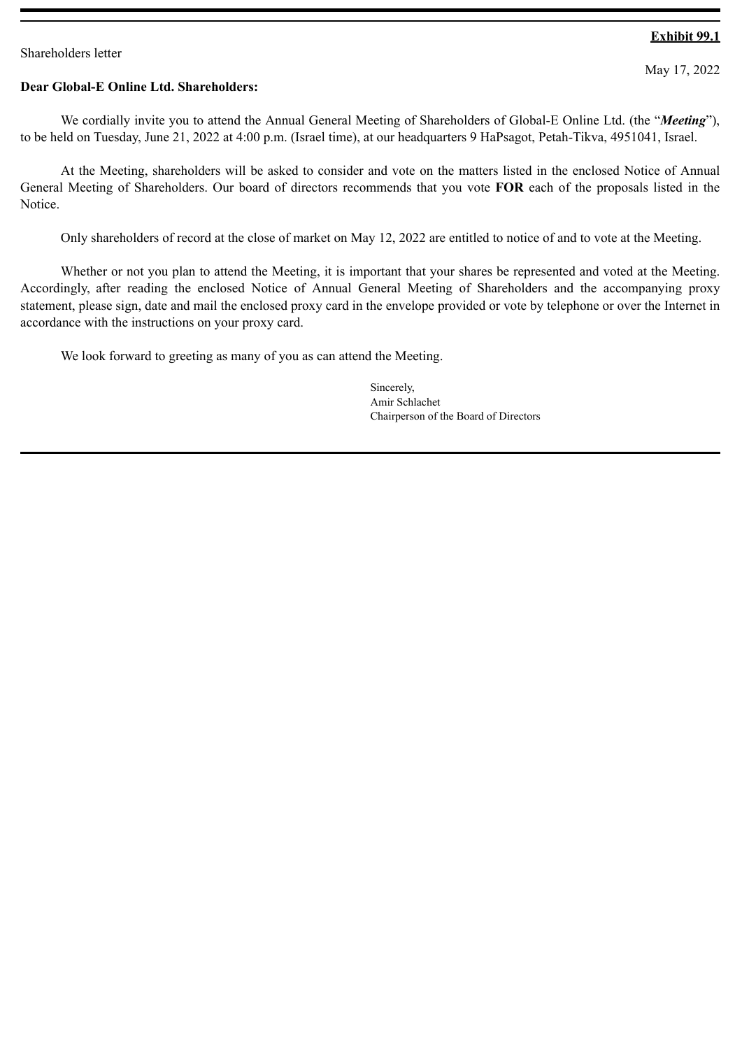**Exhibit 99.1**

Shareholders letter

May 17, 2022

**Dear Global-E Online Ltd. Shareholders:**

We cordially invite you to attend the Annual General Meeting of Shareholders of Global-E Online Ltd. (the "***Meeting***"), to be held on Tuesday, June 21, 2022 at 4:00 p.m. (Israel time), at our headquarters 9 HaPsagot, Petah-Tikva, 4951041, Israel.

At the Meeting, shareholders will be asked to consider and vote on the matters listed in the enclosed Notice of Annual General Meeting of Shareholders. Our board of directors recommends that you vote **FOR** each of the proposals listed in the Notice.

Only shareholders of record at the close of market on May 12, 2022 are entitled to notice of and to vote at the Meeting.

Whether or not you plan to attend the Meeting, it is important that your shares be represented and voted at the Meeting. Accordingly, after reading the enclosed Notice of Annual General Meeting of Shareholders and the accompanying proxy statement, please sign, date and mail the enclosed proxy card in the envelope provided or vote by telephone or over the Internet in accordance with the instructions on your proxy card.

We look forward to greeting as many of you as can attend the Meeting.

Sincerely,
Amir Schlachet
Chairperson of the Board of Directors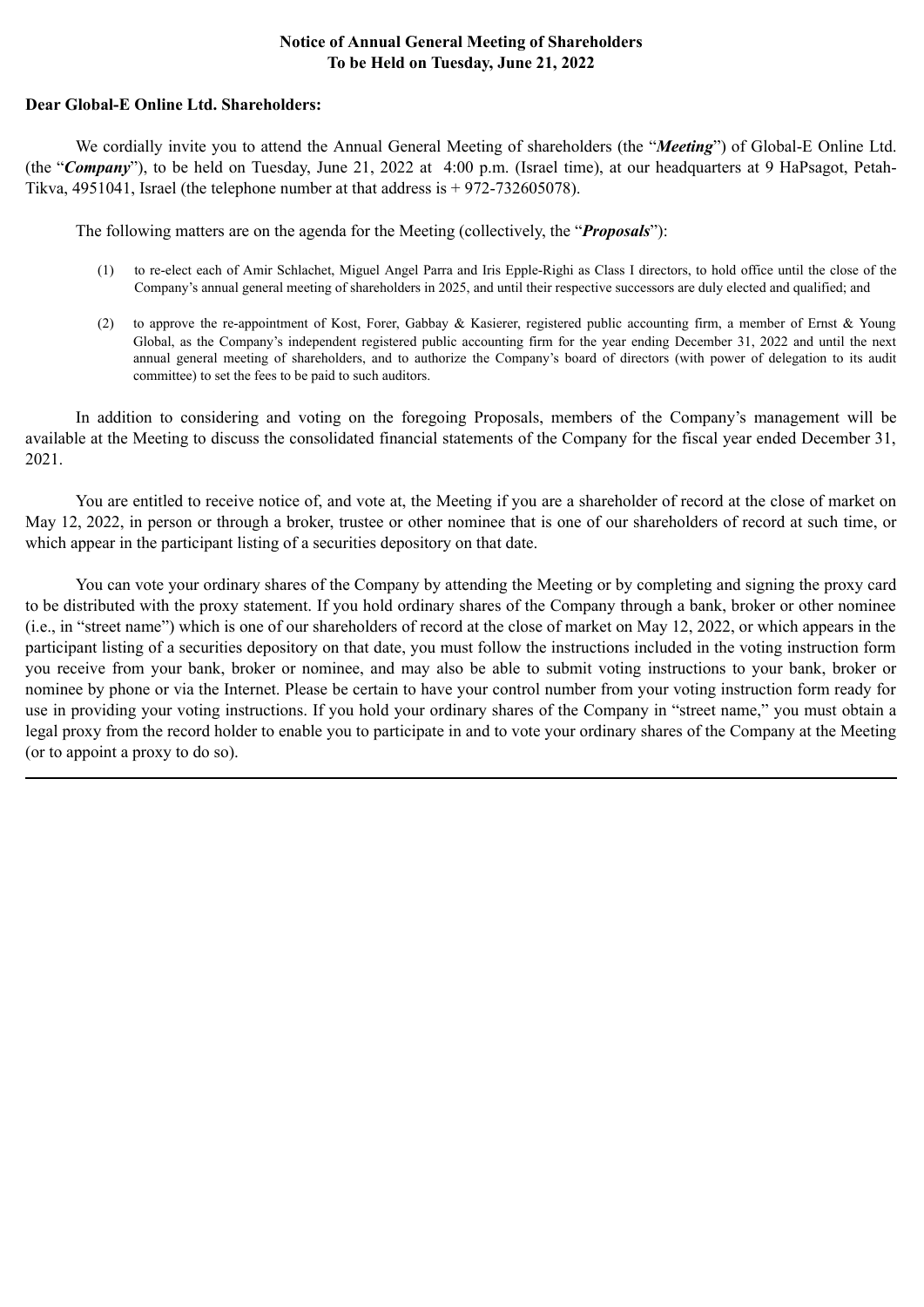**Notice of Annual General Meeting of Shareholders**
**To be Held on Tuesday, June 21, 2022**

**Dear Global-E Online Ltd. Shareholders:**

We cordially invite you to attend the Annual General Meeting of shareholders (the "***Meeting***") of Global-E Online Ltd. (the "***Company***"), to be held on Tuesday, June 21, 2022 at 4:00 p.m. (Israel time), at our headquarters at 9 HaPsagot, Petah-Tikva, 4951041, Israel (the telephone number at that address is + 972-732605078).

The following matters are on the agenda for the Meeting (collectively, the "***Proposals***"):

(1) to re-elect each of Amir Schlachet, Miguel Angel Parra and Iris Epple-Righi as Class I directors, to hold office until the close of the Company's annual general meeting of shareholders in 2025, and until their respective successors are duly elected and qualified; and

(2) to approve the re-appointment of Kost, Forer, Gabbay & Kasierer, registered public accounting firm, a member of Ernst & Young Global, as the Company's independent registered public accounting firm for the year ending December 31, 2022 and until the next annual general meeting of shareholders, and to authorize the Company's board of directors (with power of delegation to its audit committee) to set the fees to be paid to such auditors.

In addition to considering and voting on the foregoing Proposals, members of the Company's management will be available at the Meeting to discuss the consolidated financial statements of the Company for the fiscal year ended December 31, 2021.

You are entitled to receive notice of, and vote at, the Meeting if you are a shareholder of record at the close of market on May 12, 2022, in person or through a broker, trustee or other nominee that is one of our shareholders of record at such time, or which appear in the participant listing of a securities depository on that date.

You can vote your ordinary shares of the Company by attending the Meeting or by completing and signing the proxy card to be distributed with the proxy statement. If you hold ordinary shares of the Company through a bank, broker or other nominee (i.e., in "street name") which is one of our shareholders of record at the close of market on May 12, 2022, or which appears in the participant listing of a securities depository on that date, you must follow the instructions included in the voting instruction form you receive from your bank, broker or nominee, and may also be able to submit voting instructions to your bank, broker or nominee by phone or via the Internet. Please be certain to have your control number from your voting instruction form ready for use in providing your voting instructions. If you hold your ordinary shares of the Company in "street name," you must obtain a legal proxy from the record holder to enable you to participate in and to vote your ordinary shares of the Company at the Meeting (or to appoint a proxy to do so).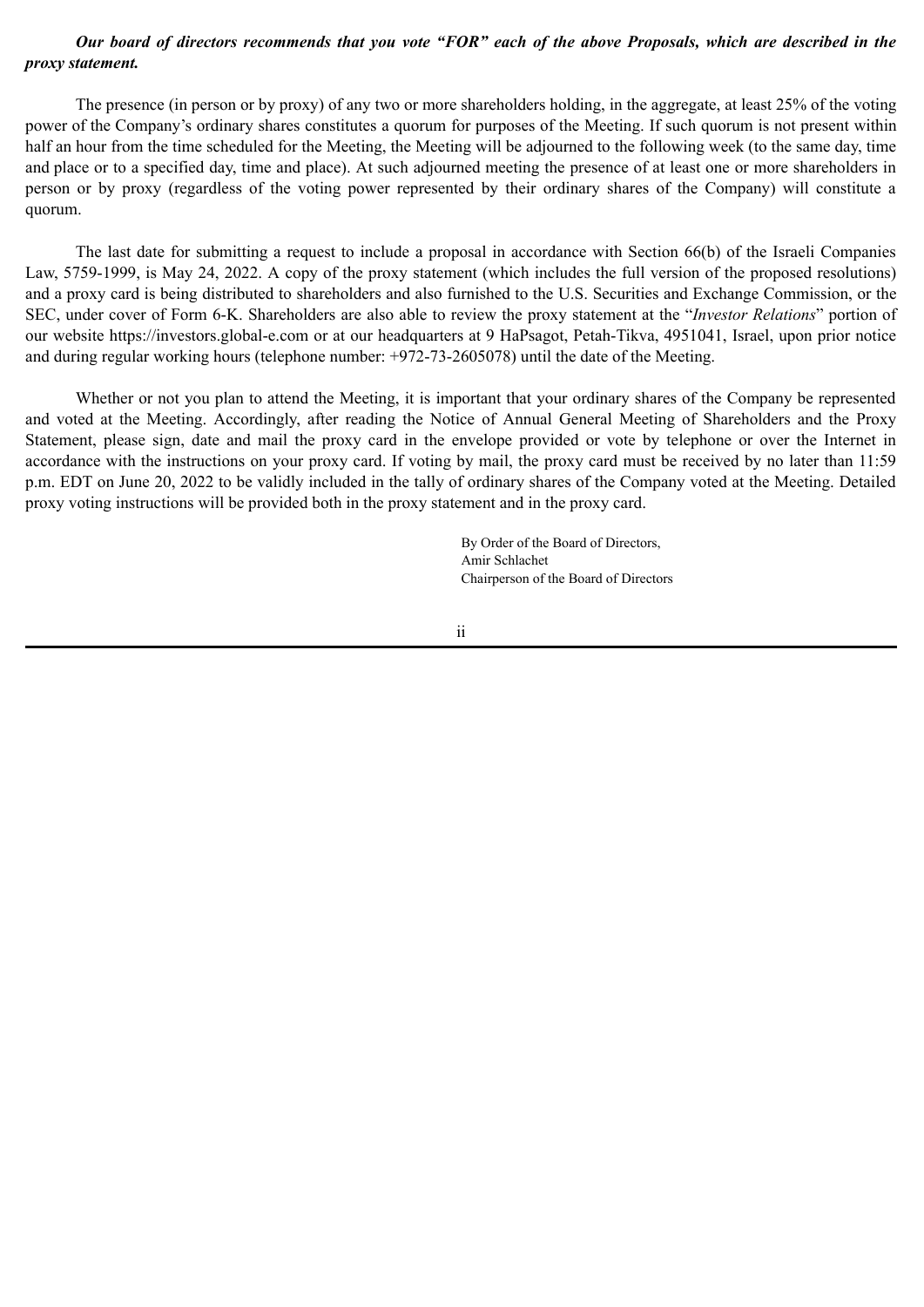***Our board of directors recommends that you vote "FOR" each of the above Proposals, which are described in the proxy statement.***

The presence (in person or by proxy) of any two or more shareholders holding, in the aggregate, at least 25% of the voting power of the Company's ordinary shares constitutes a quorum for purposes of the Meeting. If such quorum is not present within half an hour from the time scheduled for the Meeting, the Meeting will be adjourned to the following week (to the same day, time and place or to a specified day, time and place). At such adjourned meeting the presence of at least one or more shareholders in person or by proxy (regardless of the voting power represented by their ordinary shares of the Company) will constitute a quorum.

The last date for submitting a request to include a proposal in accordance with Section 66(b) of the Israeli Companies Law, 5759-1999, is May 24, 2022. A copy of the proxy statement (which includes the full version of the proposed resolutions) and a proxy card is being distributed to shareholders and also furnished to the U.S. Securities and Exchange Commission, or the SEC, under cover of Form 6-K. Shareholders are also able to review the proxy statement at the "*Investor Relations*" portion of our website https://investors.global-e.com or at our headquarters at 9 HaPsagot, Petah-Tikva, 4951041, Israel, upon prior notice and during regular working hours (telephone number: +972-73-2605078) until the date of the Meeting.

Whether or not you plan to attend the Meeting, it is important that your ordinary shares of the Company be represented and voted at the Meeting. Accordingly, after reading the Notice of Annual General Meeting of Shareholders and the Proxy Statement, please sign, date and mail the proxy card in the envelope provided or vote by telephone or over the Internet in accordance with the instructions on your proxy card. If voting by mail, the proxy card must be received by no later than 11:59 p.m. EDT on June 20, 2022 to be validly included in the tally of ordinary shares of the Company voted at the Meeting. Detailed proxy voting instructions will be provided both in the proxy statement and in the proxy card.

By Order of the Board of Directors,
Amir Schlachet
Chairperson of the Board of Directors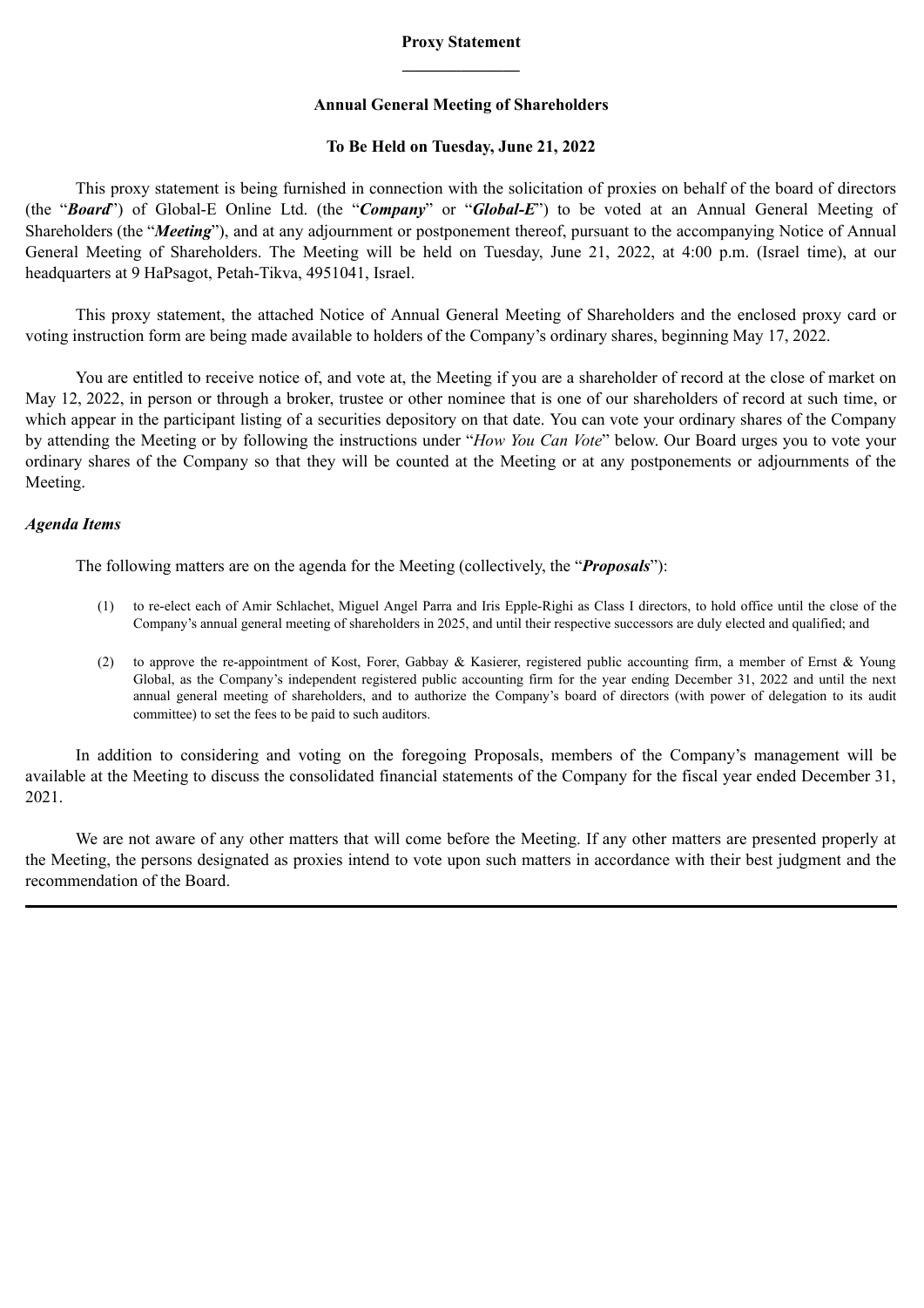# Proxy Statement

## Annual General Meeting of Shareholders

## To Be Held on Tuesday, June 21, 2022

This proxy statement is being furnished in connection with the solicitation of proxies on behalf of the board of directors (the "***Board***") of Global-E Online Ltd. (the "***Company***" or "***Global-E***") to be voted at an Annual General Meeting of Shareholders (the "***Meeting***"), and at any adjournment or postponement thereof, pursuant to the accompanying Notice of Annual General Meeting of Shareholders. The Meeting will be held on Tuesday, June 21, 2022, at 4:00 p.m. (Israel time), at our headquarters at 9 HaPsagot, Petah-Tikva, 4951041, Israel.

This proxy statement, the attached Notice of Annual General Meeting of Shareholders and the enclosed proxy card or voting instruction form are being made available to holders of the Company's ordinary shares, beginning May 17, 2022.

You are entitled to receive notice of, and vote at, the Meeting if you are a shareholder of record at the close of market on May 12, 2022, in person or through a broker, trustee or other nominee that is one of our shareholders of record at such time, or which appear in the participant listing of a securities depository on that date. You can vote your ordinary shares of the Company by attending the Meeting or by following the instructions under "*How You Can Vote*" below. Our Board urges you to vote your ordinary shares of the Company so that they will be counted at the Meeting or at any postponements or adjournments of the Meeting.

### *Agenda Items*

The following matters are on the agenda for the Meeting (collectively, the "***Proposals***"):

(1) to re-elect each of Amir Schlachet, Miguel Angel Parra and Iris Epple-Righi as Class I directors, to hold office until the close of the Company's annual general meeting of shareholders in 2025, and until their respective successors are duly elected and qualified; and

(2) to approve the re-appointment of Kost, Forer, Gabbay & Kasierer, registered public accounting firm, a member of Ernst & Young Global, as the Company's independent registered public accounting firm for the year ending December 31, 2022 and until the next annual general meeting of shareholders, and to authorize the Company's board of directors (with power of delegation to its audit committee) to set the fees to be paid to such auditors.

In addition to considering and voting on the foregoing Proposals, members of the Company's management will be available at the Meeting to discuss the consolidated financial statements of the Company for the fiscal year ended December 31, 2021.

We are not aware of any other matters that will come before the Meeting. If any other matters are presented properly at the Meeting, the persons designated as proxies intend to vote upon such matters in accordance with their best judgment and the recommendation of the Board.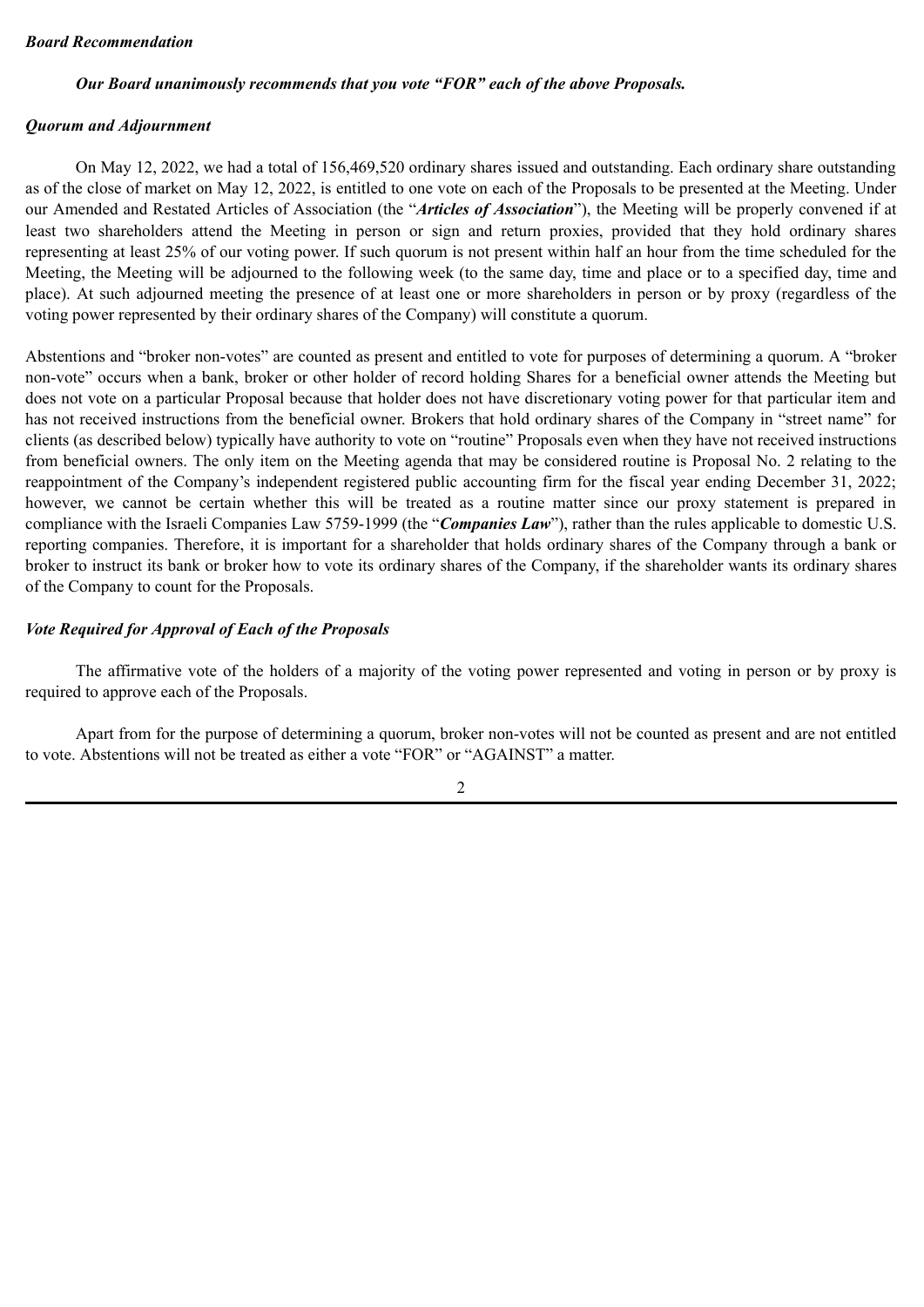***Board Recommendation***

***Our Board unanimously recommends that you vote "FOR" each of the above Proposals.***

***Quorum and Adjournment***

On May 12, 2022, we had a total of 156,469,520 ordinary shares issued and outstanding. Each ordinary share outstanding as of the close of market on May 12, 2022, is entitled to one vote on each of the Proposals to be presented at the Meeting. Under our Amended and Restated Articles of Association (the "***Articles of Association***"), the Meeting will be properly convened if at least two shareholders attend the Meeting in person or sign and return proxies, provided that they hold ordinary shares representing at least 25% of our voting power. If such quorum is not present within half an hour from the time scheduled for the Meeting, the Meeting will be adjourned to the following week (to the same day, time and place or to a specified day, time and place). At such adjourned meeting the presence of at least one or more shareholders in person or by proxy (regardless of the voting power represented by their ordinary shares of the Company) will constitute a quorum.

Abstentions and "broker non-votes" are counted as present and entitled to vote for purposes of determining a quorum. A "broker non-vote" occurs when a bank, broker or other holder of record holding Shares for a beneficial owner attends the Meeting but does not vote on a particular Proposal because that holder does not have discretionary voting power for that particular item and has not received instructions from the beneficial owner. Brokers that hold ordinary shares of the Company in "street name" for clients (as described below) typically have authority to vote on "routine" Proposals even when they have not received instructions from beneficial owners. The only item on the Meeting agenda that may be considered routine is Proposal No. 2 relating to the reappointment of the Company's independent registered public accounting firm for the fiscal year ending December 31, 2022; however, we cannot be certain whether this will be treated as a routine matter since our proxy statement is prepared in compliance with the Israeli Companies Law 5759-1999 (the "***Companies Law***"), rather than the rules applicable to domestic U.S. reporting companies. Therefore, it is important for a shareholder that holds ordinary shares of the Company through a bank or broker to instruct its bank or broker how to vote its ordinary shares of the Company, if the shareholder wants its ordinary shares of the Company to count for the Proposals.

***Vote Required for Approval of Each of the Proposals***

The affirmative vote of the holders of a majority of the voting power represented and voting in person or by proxy is required to approve each of the Proposals.

Apart from for the purpose of determining a quorum, broker non-votes will not be counted as present and are not entitled to vote. Abstentions will not be treated as either a vote "FOR" or "AGAINST" a matter.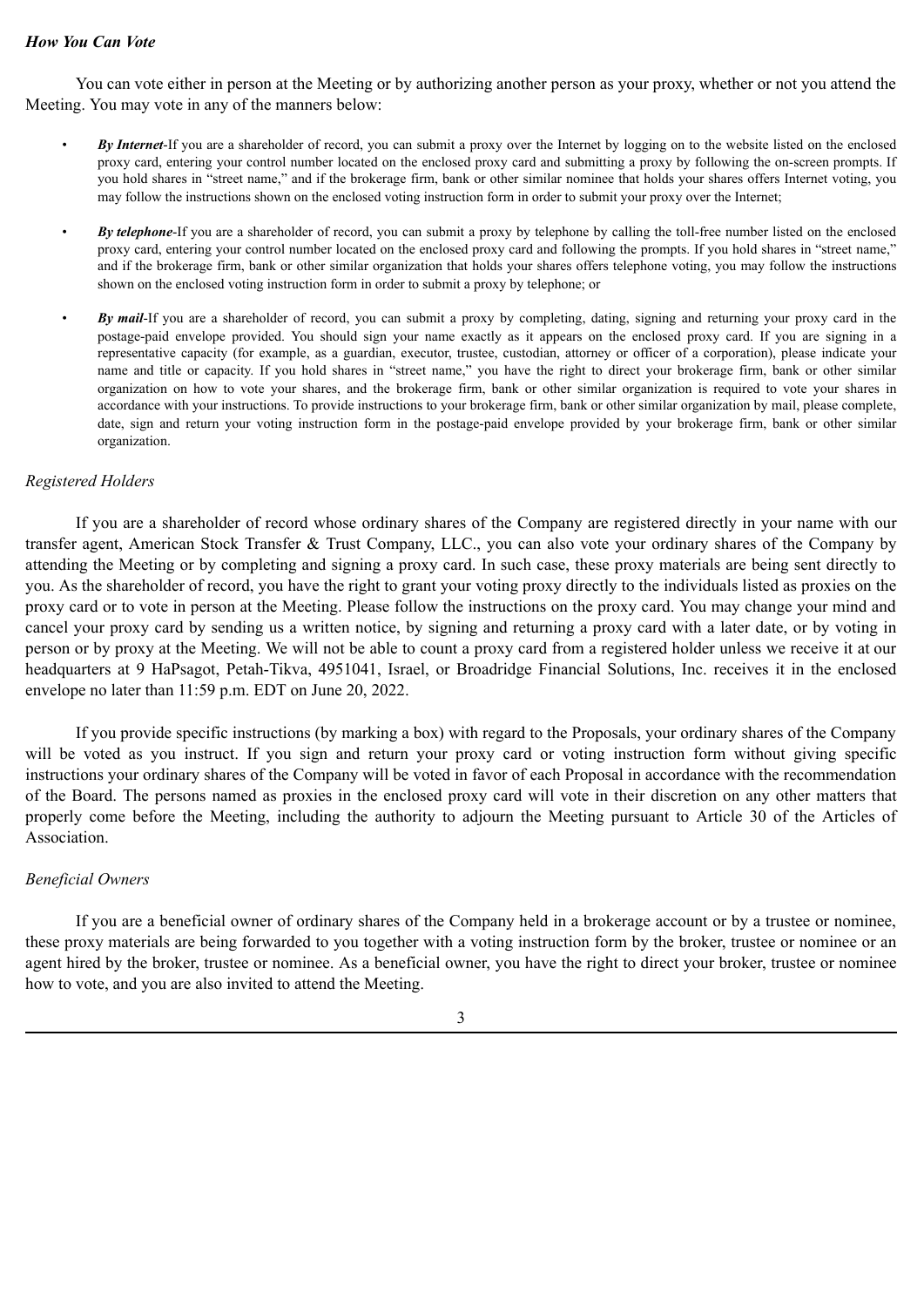### *How You Can Vote*

You can vote either in person at the Meeting or by authorizing another person as your proxy, whether or not you attend the Meeting. You may vote in any of the manners below:

- ***By Internet***-If you are a shareholder of record, you can submit a proxy over the Internet by logging on to the website listed on the enclosed proxy card, entering your control number located on the enclosed proxy card and submitting a proxy by following the on-screen prompts. If you hold shares in "street name," and if the brokerage firm, bank or other similar nominee that holds your shares offers Internet voting, you may follow the instructions shown on the enclosed voting instruction form in order to submit your proxy over the Internet;
- ***By telephone***-If you are a shareholder of record, you can submit a proxy by telephone by calling the toll-free number listed on the enclosed proxy card, entering your control number located on the enclosed proxy card and following the prompts. If you hold shares in "street name," and if the brokerage firm, bank or other similar organization that holds your shares offers telephone voting, you may follow the instructions shown on the enclosed voting instruction form in order to submit a proxy by telephone; or
- ***By mail***-If you are a shareholder of record, you can submit a proxy by completing, dating, signing and returning your proxy card in the postage-paid envelope provided. You should sign your name exactly as it appears on the enclosed proxy card. If you are signing in a representative capacity (for example, as a guardian, executor, trustee, custodian, attorney or officer of a corporation), please indicate your name and title or capacity. If you hold shares in "street name," you have the right to direct your brokerage firm, bank or other similar organization on how to vote your shares, and the brokerage firm, bank or other similar organization is required to vote your shares in accordance with your instructions. To provide instructions to your brokerage firm, bank or other similar organization by mail, please complete, date, sign and return your voting instruction form in the postage-paid envelope provided by your brokerage firm, bank or other similar organization.

*Registered Holders*

If you are a shareholder of record whose ordinary shares of the Company are registered directly in your name with our transfer agent, American Stock Transfer & Trust Company, LLC., you can also vote your ordinary shares of the Company by attending the Meeting or by completing and signing a proxy card. In such case, these proxy materials are being sent directly to you. As the shareholder of record, you have the right to grant your voting proxy directly to the individuals listed as proxies on the proxy card or to vote in person at the Meeting. Please follow the instructions on the proxy card. You may change your mind and cancel your proxy card by sending us a written notice, by signing and returning a proxy card with a later date, or by voting in person or by proxy at the Meeting. We will not be able to count a proxy card from a registered holder unless we receive it at our headquarters at 9 HaPsagot, Petah-Tikva, 4951041, Israel, or Broadridge Financial Solutions, Inc. receives it in the enclosed envelope no later than 11:59 p.m. EDT on June 20, 2022.

If you provide specific instructions (by marking a box) with regard to the Proposals, your ordinary shares of the Company will be voted as you instruct. If you sign and return your proxy card or voting instruction form without giving specific instructions your ordinary shares of the Company will be voted in favor of each Proposal in accordance with the recommendation of the Board. The persons named as proxies in the enclosed proxy card will vote in their discretion on any other matters that properly come before the Meeting, including the authority to adjourn the Meeting pursuant to Article 30 of the Articles of Association.

*Beneficial Owners*

If you are a beneficial owner of ordinary shares of the Company held in a brokerage account or by a trustee or nominee, these proxy materials are being forwarded to you together with a voting instruction form by the broker, trustee or nominee or an agent hired by the broker, trustee or nominee. As a beneficial owner, you have the right to direct your broker, trustee or nominee how to vote, and you are also invited to attend the Meeting.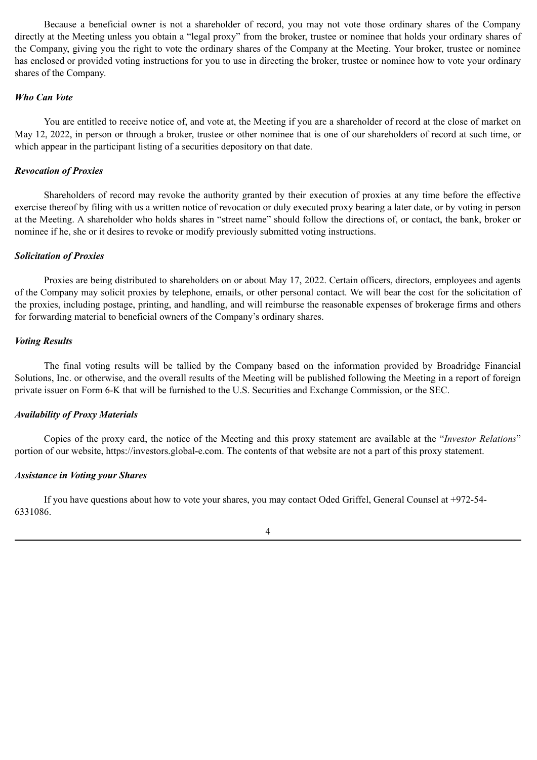Because a beneficial owner is not a shareholder of record, you may not vote those ordinary shares of the Company directly at the Meeting unless you obtain a "legal proxy" from the broker, trustee or nominee that holds your ordinary shares of the Company, giving you the right to vote the ordinary shares of the Company at the Meeting. Your broker, trustee or nominee has enclosed or provided voting instructions for you to use in directing the broker, trustee or nominee how to vote your ordinary shares of the Company.

***Who Can Vote***

You are entitled to receive notice of, and vote at, the Meeting if you are a shareholder of record at the close of market on May 12, 2022, in person or through a broker, trustee or other nominee that is one of our shareholders of record at such time, or which appear in the participant listing of a securities depository on that date.

***Revocation of Proxies***

Shareholders of record may revoke the authority granted by their execution of proxies at any time before the effective exercise thereof by filing with us a written notice of revocation or duly executed proxy bearing a later date, or by voting in person at the Meeting. A shareholder who holds shares in "street name" should follow the directions of, or contact, the bank, broker or nominee if he, she or it desires to revoke or modify previously submitted voting instructions.

***Solicitation of Proxies***

Proxies are being distributed to shareholders on or about May 17, 2022. Certain officers, directors, employees and agents of the Company may solicit proxies by telephone, emails, or other personal contact. We will bear the cost for the solicitation of the proxies, including postage, printing, and handling, and will reimburse the reasonable expenses of brokerage firms and others for forwarding material to beneficial owners of the Company's ordinary shares.

***Voting Results***

The final voting results will be tallied by the Company based on the information provided by Broadridge Financial Solutions, Inc. or otherwise, and the overall results of the Meeting will be published following the Meeting in a report of foreign private issuer on Form 6-K that will be furnished to the U.S. Securities and Exchange Commission, or the SEC.

***Availability of Proxy Materials***

Copies of the proxy card, the notice of the Meeting and this proxy statement are available at the "*Investor Relations*" portion of our website, https://investors.global-e.com. The contents of that website are not a part of this proxy statement.

***Assistance in Voting your Shares***

If you have questions about how to vote your shares, you may contact Oded Griffel, General Counsel at +972-54-6331086.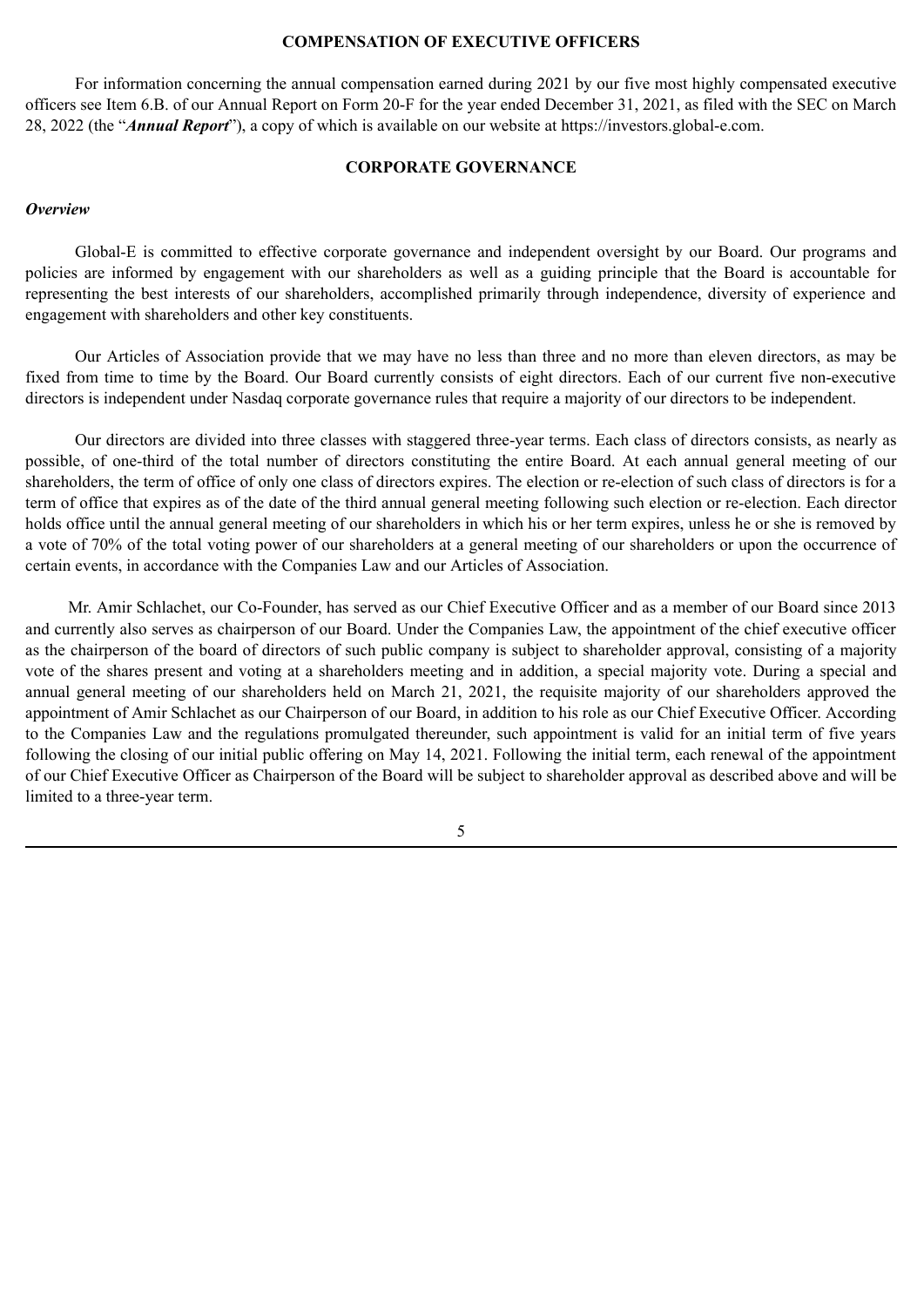## COMPENSATION OF EXECUTIVE OFFICERS

For information concerning the annual compensation earned during 2021 by our five most highly compensated executive officers see Item 6.B. of our Annual Report on Form 20-F for the year ended December 31, 2021, as filed with the SEC on March 28, 2022 (the "***Annual Report***"), a copy of which is available on our website at https://investors.global-e.com.

## CORPORATE GOVERNANCE

### *Overview*

Global-E is committed to effective corporate governance and independent oversight by our Board. Our programs and policies are informed by engagement with our shareholders as well as a guiding principle that the Board is accountable for representing the best interests of our shareholders, accomplished primarily through independence, diversity of experience and engagement with shareholders and other key constituents.

Our Articles of Association provide that we may have no less than three and no more than eleven directors, as may be fixed from time to time by the Board. Our Board currently consists of eight directors. Each of our current five non-executive directors is independent under Nasdaq corporate governance rules that require a majority of our directors to be independent.

Our directors are divided into three classes with staggered three-year terms. Each class of directors consists, as nearly as possible, of one-third of the total number of directors constituting the entire Board. At each annual general meeting of our shareholders, the term of office of only one class of directors expires. The election or re-election of such class of directors is for a term of office that expires as of the date of the third annual general meeting following such election or re-election. Each director holds office until the annual general meeting of our shareholders in which his or her term expires, unless he or she is removed by a vote of 70% of the total voting power of our shareholders at a general meeting of our shareholders or upon the occurrence of certain events, in accordance with the Companies Law and our Articles of Association.

Mr. Amir Schlachet, our Co-Founder, has served as our Chief Executive Officer and as a member of our Board since 2013 and currently also serves as chairperson of our Board. Under the Companies Law, the appointment of the chief executive officer as the chairperson of the board of directors of such public company is subject to shareholder approval, consisting of a majority vote of the shares present and voting at a shareholders meeting and in addition, a special majority vote. During a special and annual general meeting of our shareholders held on March 21, 2021, the requisite majority of our shareholders approved the appointment of Amir Schlachet as our Chairperson of our Board, in addition to his role as our Chief Executive Officer. According to the Companies Law and the regulations promulgated thereunder, such appointment is valid for an initial term of five years following the closing of our initial public offering on May 14, 2021. Following the initial term, each renewal of the appointment of our Chief Executive Officer as Chairperson of the Board will be subject to shareholder approval as described above and will be limited to a three-year term.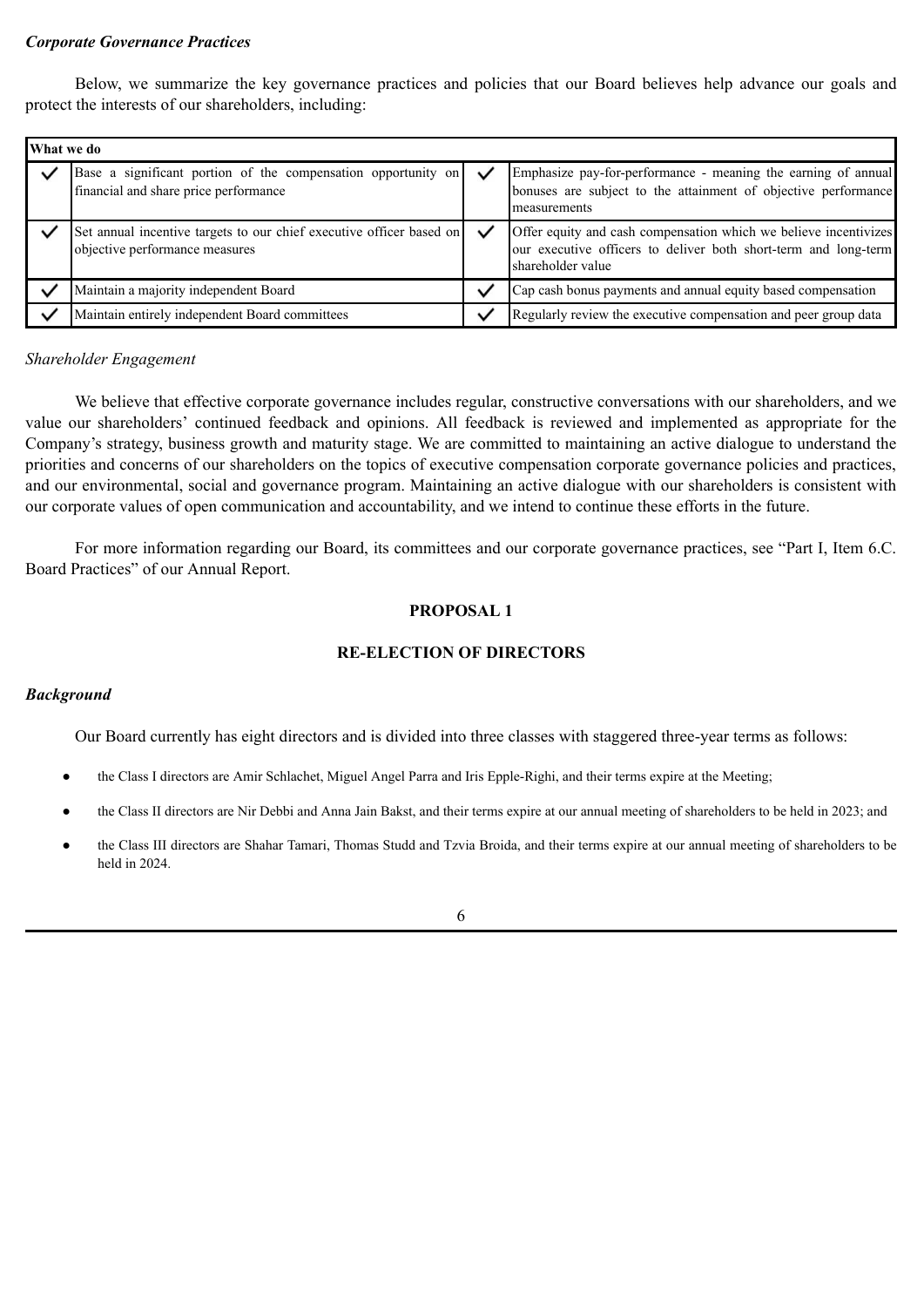***Corporate Governance Practices***

Below, we summarize the key governance practices and policies that our Board believes help advance our goals and protect the interests of our shareholders, including:

| **What we do** | | | |
|---|---|---|---|
| ✓ | Base a significant portion of the compensation opportunity on financial and share price performance | ✓ | Emphasize pay-for-performance - meaning the earning of annual bonuses are subject to the attainment of objective performance measurements |
| ✓ | Set annual incentive targets to our chief executive officer based on objective performance measures | ✓ | Offer equity and cash compensation which we believe incentivizes our executive officers to deliver both short-term and long-term shareholder value |
| ✓ | Maintain a majority independent Board | ✓ | Cap cash bonus payments and annual equity based compensation |
| ✓ | Maintain entirely independent Board committees | ✓ | Regularly review the executive compensation and peer group data |

*Shareholder Engagement*

We believe that effective corporate governance includes regular, constructive conversations with our shareholders, and we value our shareholders' continued feedback and opinions. All feedback is reviewed and implemented as appropriate for the Company's strategy, business growth and maturity stage. We are committed to maintaining an active dialogue to understand the priorities and concerns of our shareholders on the topics of executive compensation corporate governance policies and practices, and our environmental, social and governance program. Maintaining an active dialogue with our shareholders is consistent with our corporate values of open communication and accountability, and we intend to continue these efforts in the future.

For more information regarding our Board, its committees and our corporate governance practices, see "Part I, Item 6.C. Board Practices" of our Annual Report.

## PROPOSAL 1

## RE-ELECTION OF DIRECTORS

***Background***

Our Board currently has eight directors and is divided into three classes with staggered three-year terms as follows:

- the Class I directors are Amir Schlachet, Miguel Angel Parra and Iris Epple-Righi, and their terms expire at the Meeting;
- the Class II directors are Nir Debbi and Anna Jain Bakst, and their terms expire at our annual meeting of shareholders to be held in 2023; and
- the Class III directors are Shahar Tamari, Thomas Studd and Tzvia Broida, and their terms expire at our annual meeting of shareholders to be held in 2024.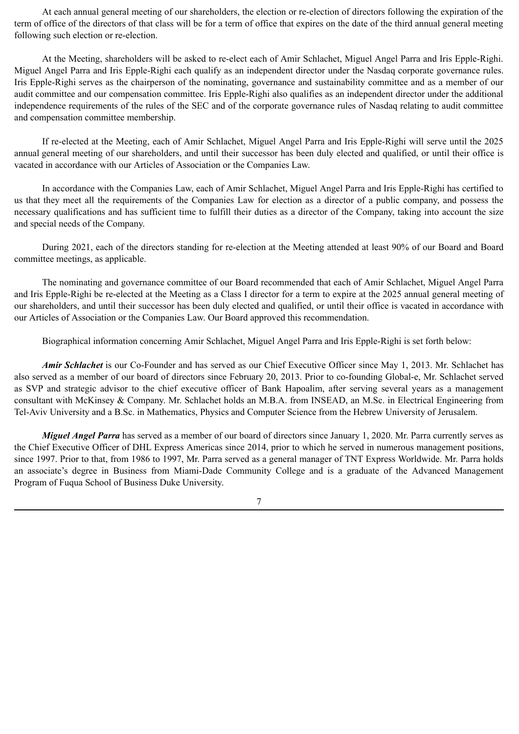At each annual general meeting of our shareholders, the election or re-election of directors following the expiration of the term of office of the directors of that class will be for a term of office that expires on the date of the third annual general meeting following such election or re-election.

At the Meeting, shareholders will be asked to re-elect each of Amir Schlachet, Miguel Angel Parra and Iris Epple-Righi. Miguel Angel Parra and Iris Epple-Righi each qualify as an independent director under the Nasdaq corporate governance rules. Iris Epple-Righi serves as the chairperson of the nominating, governance and sustainability committee and as a member of our audit committee and our compensation committee. Iris Epple-Righi also qualifies as an independent director under the additional independence requirements of the rules of the SEC and of the corporate governance rules of Nasdaq relating to audit committee and compensation committee membership.

If re-elected at the Meeting, each of Amir Schlachet, Miguel Angel Parra and Iris Epple-Righi will serve until the 2025 annual general meeting of our shareholders, and until their successor has been duly elected and qualified, or until their office is vacated in accordance with our Articles of Association or the Companies Law.

In accordance with the Companies Law, each of Amir Schlachet, Miguel Angel Parra and Iris Epple-Righi has certified to us that they meet all the requirements of the Companies Law for election as a director of a public company, and possess the necessary qualifications and has sufficient time to fulfill their duties as a director of the Company, taking into account the size and special needs of the Company.

During 2021, each of the directors standing for re-election at the Meeting attended at least 90% of our Board and Board committee meetings, as applicable.

The nominating and governance committee of our Board recommended that each of Amir Schlachet, Miguel Angel Parra and Iris Epple-Righi be re-elected at the Meeting as a Class I director for a term to expire at the 2025 annual general meeting of our shareholders, and until their successor has been duly elected and qualified, or until their office is vacated in accordance with our Articles of Association or the Companies Law. Our Board approved this recommendation.

Biographical information concerning Amir Schlachet, Miguel Angel Parra and Iris Epple-Righi is set forth below:

***Amir Schlachet*** is our Co-Founder and has served as our Chief Executive Officer since May 1, 2013. Mr. Schlachet has also served as a member of our board of directors since February 20, 2013. Prior to co-founding Global-e, Mr. Schlachet served as SVP and strategic advisor to the chief executive officer of Bank Hapoalim, after serving several years as a management consultant with McKinsey & Company. Mr. Schlachet holds an M.B.A. from INSEAD, an M.Sc. in Electrical Engineering from Tel-Aviv University and a B.Sc. in Mathematics, Physics and Computer Science from the Hebrew University of Jerusalem.

***Miguel Angel Parra*** has served as a member of our board of directors since January 1, 2020. Mr. Parra currently serves as the Chief Executive Officer of DHL Express Americas since 2014, prior to which he served in numerous management positions, since 1997. Prior to that, from 1986 to 1997, Mr. Parra served as a general manager of TNT Express Worldwide. Mr. Parra holds an associate's degree in Business from Miami-Dade Community College and is a graduate of the Advanced Management Program of Fuqua School of Business Duke University.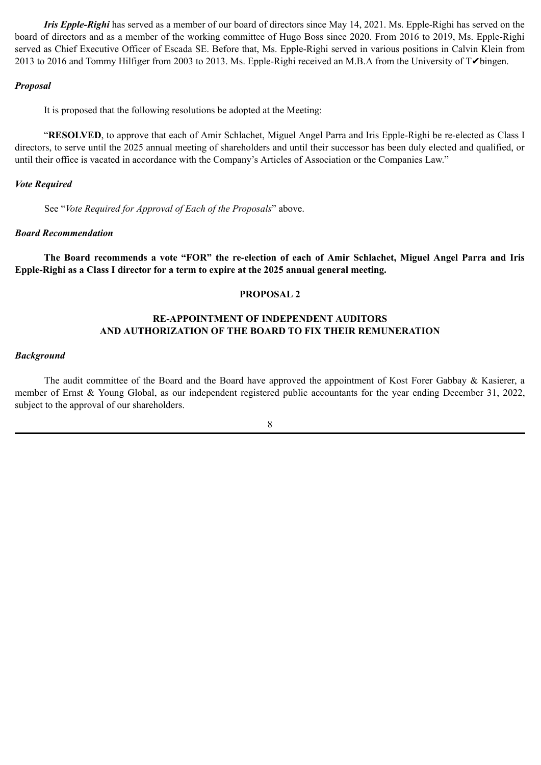***Iris Epple-Righi*** has served as a member of our board of directors since May 14, 2021. Ms. Epple-Righi has served on the board of directors and as a member of the working committee of Hugo Boss since 2020. From 2016 to 2019, Ms. Epple-Righi served as Chief Executive Officer of Escada SE. Before that, Ms. Epple-Righi served in various positions in Calvin Klein from 2013 to 2016 and Tommy Hilfiger from 2003 to 2013. Ms. Epple-Righi received an M.B.A from the University of T✔bingen.

### *Proposal*

It is proposed that the following resolutions be adopted at the Meeting:

"**RESOLVED**, to approve that each of Amir Schlachet, Miguel Angel Parra and Iris Epple-Righi be re-elected as Class I directors, to serve until the 2025 annual meeting of shareholders and until their successor has been duly elected and qualified, or until their office is vacated in accordance with the Company's Articles of Association or the Companies Law."

### *Vote Required*

See "*Vote Required for Approval of Each of the Proposals*" above.

### *Board Recommendation*

**The Board recommends a vote "FOR" the re-election of each of Amir Schlachet, Miguel Angel Parra and Iris Epple-Righi as a Class I director for a term to expire at the 2025 annual general meeting.**

## PROPOSAL 2

## RE-APPOINTMENT OF INDEPENDENT AUDITORS AND AUTHORIZATION OF THE BOARD TO FIX THEIR REMUNERATION

### *Background*

The audit committee of the Board and the Board have approved the appointment of Kost Forer Gabbay & Kasierer, a member of Ernst & Young Global, as our independent registered public accountants for the year ending December 31, 2022, subject to the approval of our shareholders.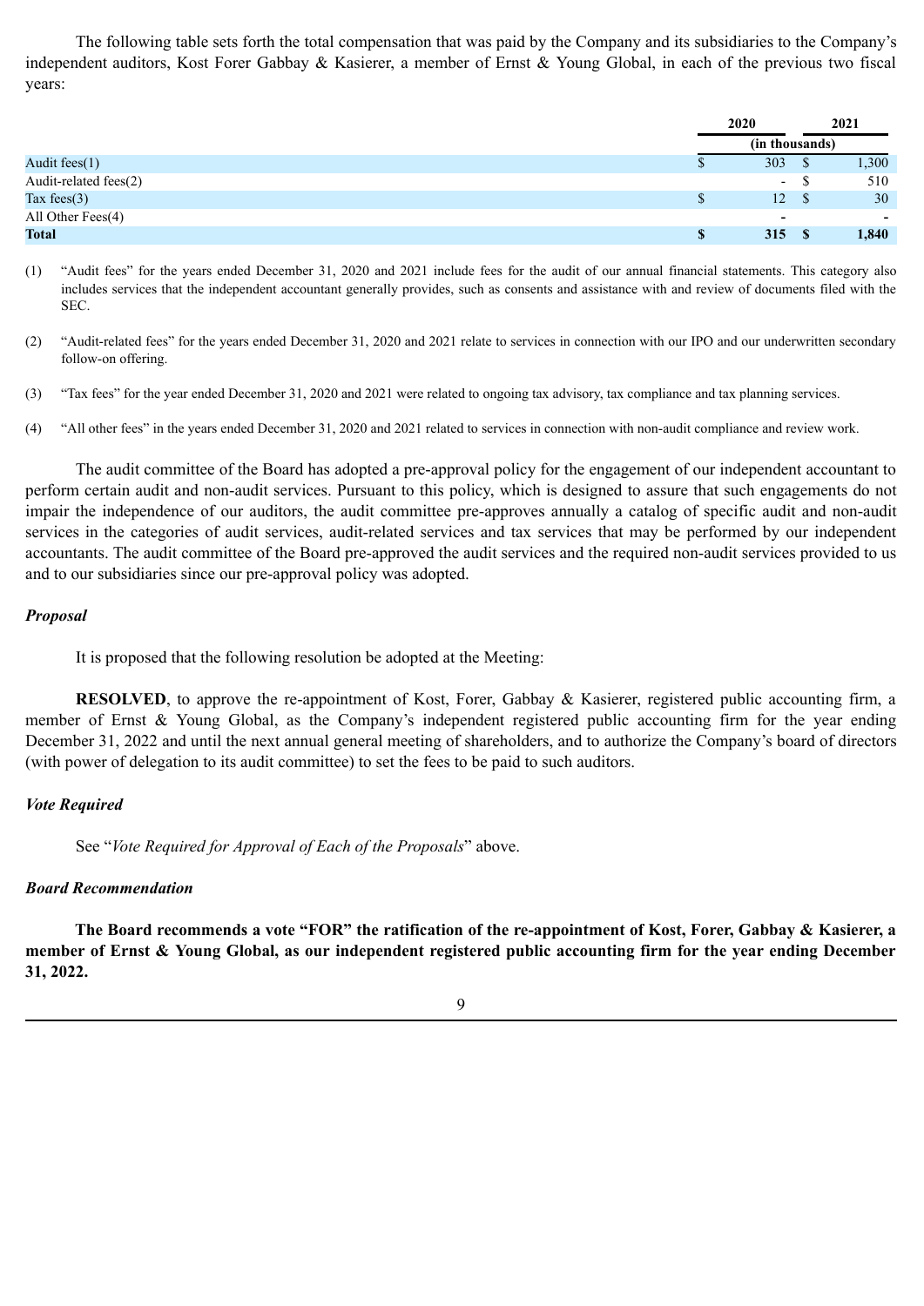The following table sets forth the total compensation that was paid by the Company and its subsidiaries to the Company's independent auditors, Kost Forer Gabbay & Kasierer, a member of Ernst & Young Global, in each of the previous two fiscal years:

| | 2020 | 2021 |
|---|---|---|
| | (in thousands) | |
| Audit fees(1) | $ 303 | $ 1,300 |
| Audit-related fees(2) | - | $ 510 |
| Tax fees(3) | $ 12 | $ 30 |
| All Other Fees(4) | - | - |
| **Total** | **$ 315** | **$ 1,840** |

(1) "Audit fees" for the years ended December 31, 2020 and 2021 include fees for the audit of our annual financial statements. This category also includes services that the independent accountant generally provides, such as consents and assistance with and review of documents filed with the SEC.

(2) "Audit-related fees" for the years ended December 31, 2020 and 2021 relate to services in connection with our IPO and our underwritten secondary follow-on offering.

(3) "Tax fees" for the year ended December 31, 2020 and 2021 were related to ongoing tax advisory, tax compliance and tax planning services.

(4) "All other fees" in the years ended December 31, 2020 and 2021 related to services in connection with non-audit compliance and review work.

The audit committee of the Board has adopted a pre-approval policy for the engagement of our independent accountant to perform certain audit and non-audit services. Pursuant to this policy, which is designed to assure that such engagements do not impair the independence of our auditors, the audit committee pre-approves annually a catalog of specific audit and non-audit services in the categories of audit services, audit-related services and tax services that may be performed by our independent accountants. The audit committee of the Board pre-approved the audit services and the required non-audit services provided to us and to our subsidiaries since our pre-approval policy was adopted.

***Proposal***

It is proposed that the following resolution be adopted at the Meeting:

**RESOLVED**, to approve the re-appointment of Kost, Forer, Gabbay & Kasierer, registered public accounting firm, a member of Ernst & Young Global, as the Company's independent registered public accounting firm for the year ending December 31, 2022 and until the next annual general meeting of shareholders, and to authorize the Company's board of directors (with power of delegation to its audit committee) to set the fees to be paid to such auditors.

***Vote Required***

See "*Vote Required for Approval of Each of the Proposals*" above.

***Board Recommendation***

**The Board recommends a vote "FOR" the ratification of the re-appointment of Kost, Forer, Gabbay & Kasierer, a member of Ernst & Young Global, as our independent registered public accounting firm for the year ending December 31, 2022.**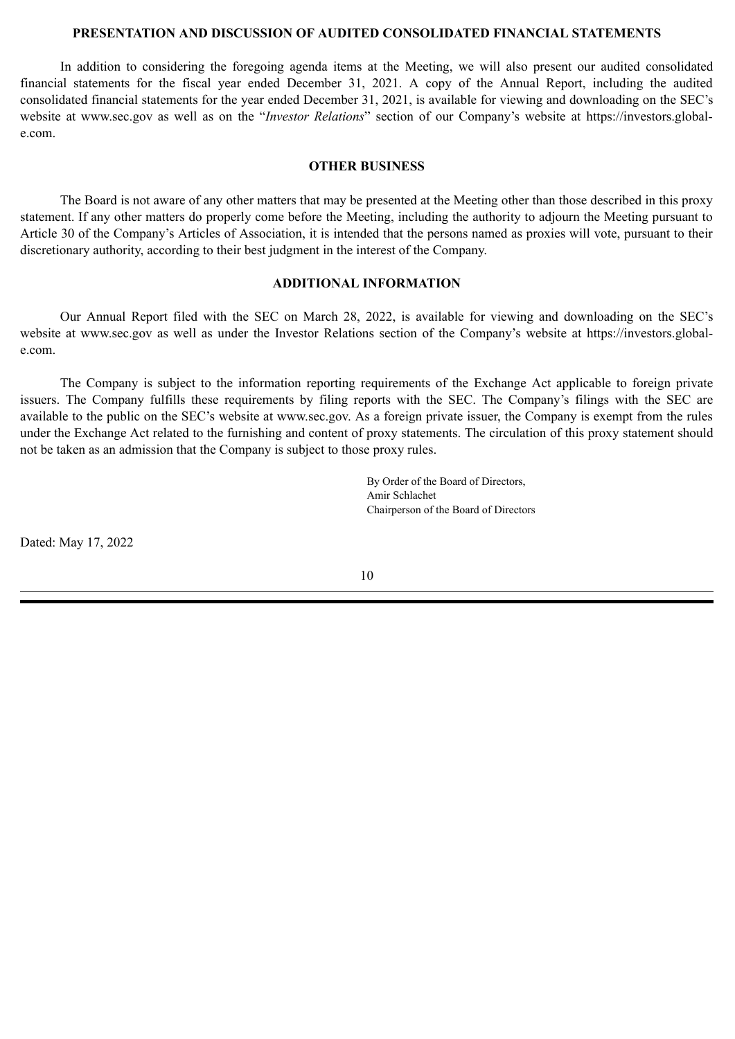## PRESENTATION AND DISCUSSION OF AUDITED CONSOLIDATED FINANCIAL STATEMENTS

In addition to considering the foregoing agenda items at the Meeting, we will also present our audited consolidated financial statements for the fiscal year ended December 31, 2021. A copy of the Annual Report, including the audited consolidated financial statements for the year ended December 31, 2021, is available for viewing and downloading on the SEC's website at www.sec.gov as well as on the "*Investor Relations*" section of our Company's website at https://investors.global-e.com.

## OTHER BUSINESS

The Board is not aware of any other matters that may be presented at the Meeting other than those described in this proxy statement. If any other matters do properly come before the Meeting, including the authority to adjourn the Meeting pursuant to Article 30 of the Company's Articles of Association, it is intended that the persons named as proxies will vote, pursuant to their discretionary authority, according to their best judgment in the interest of the Company.

## ADDITIONAL INFORMATION

Our Annual Report filed with the SEC on March 28, 2022, is available for viewing and downloading on the SEC's website at www.sec.gov as well as under the Investor Relations section of the Company's website at https://investors.global-e.com.

The Company is subject to the information reporting requirements of the Exchange Act applicable to foreign private issuers. The Company fulfills these requirements by filing reports with the SEC. The Company's filings with the SEC are available to the public on the SEC's website at www.sec.gov. As a foreign private issuer, the Company is exempt from the rules under the Exchange Act related to the furnishing and content of proxy statements. The circulation of this proxy statement should not be taken as an admission that the Company is subject to those proxy rules.

By Order of the Board of Directors,
Amir Schlachet
Chairperson of the Board of Directors

Dated: May 17, 2022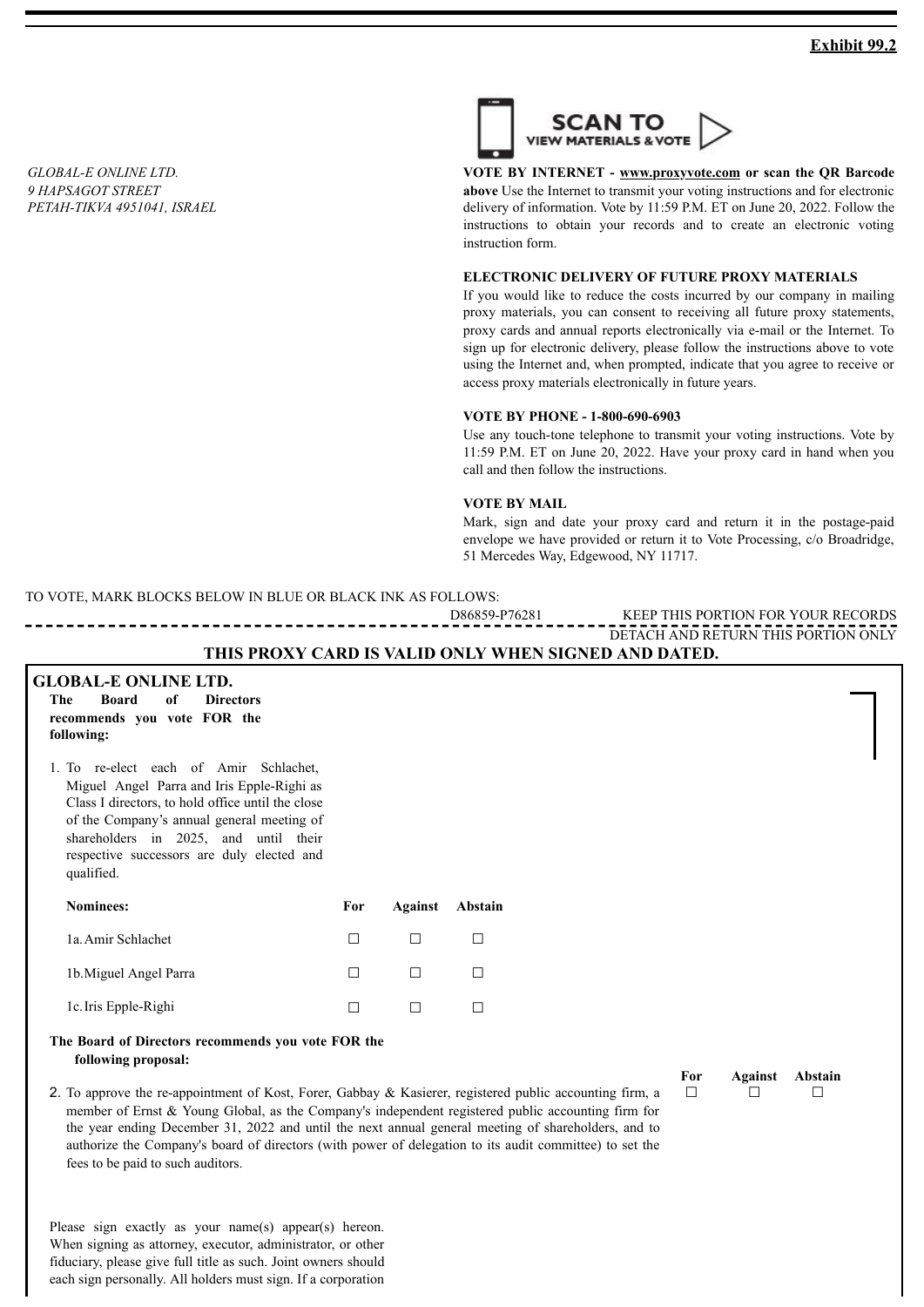**Exhibit 99.2**

SCAN TO VIEW MATERIALS & VOTE

*GLOBAL-E ONLINE LTD.*
*9 HAPSAGOT STREET*
*PETAH-TIKVA 4951041, ISRAEL*

**VOTE BY INTERNET - www.proxyvote.com or scan the QR Barcode above** Use the Internet to transmit your voting instructions and for electronic delivery of information. Vote by 11:59 P.M. ET on June 20, 2022. Follow the instructions to obtain your records and to create an electronic voting instruction form.

**ELECTRONIC DELIVERY OF FUTURE PROXY MATERIALS**
If you would like to reduce the costs incurred by our company in mailing proxy materials, you can consent to receiving all future proxy statements, proxy cards and annual reports electronically via e-mail or the Internet. To sign up for electronic delivery, please follow the instructions above to vote using the Internet and, when prompted, indicate that you agree to receive or access proxy materials electronically in future years.

**VOTE BY PHONE - 1-800-690-6903**
Use any touch-tone telephone to transmit your voting instructions. Vote by 11:59 P.M. ET on June 20, 2022. Have your proxy card in hand when you call and then follow the instructions.

**VOTE BY MAIL**
Mark, sign and date your proxy card and return it in the postage-paid envelope we have provided or return it to Vote Processing, c/o Broadridge, 51 Mercedes Way, Edgewood, NY 11717.

TO VOTE, MARK BLOCKS BELOW IN BLUE OR BLACK INK AS FOLLOWS:

D86859-P76281 KEEP THIS PORTION FOR YOUR RECORDS

DETACH AND RETURN THIS PORTION ONLY

**THIS PROXY CARD IS VALID ONLY WHEN SIGNED AND DATED.**

**GLOBAL-E ONLINE LTD.**

**The Board of Directors recommends you vote FOR the following:**

1. To re-elect each of Amir Schlachet, Miguel Angel Parra and Iris Epple-Righi as Class I directors, to hold office until the close of the Company's annual general meeting of shareholders in 2025, and until their respective successors are duly elected and qualified.

| Nominees: | For | Against | Abstain |
|---|---|---|---|
| 1a. Amir Schlachet | ☐ | ☐ | ☐ |
| 1b. Miguel Angel Parra | ☐ | ☐ | ☐ |
| 1c. Iris Epple-Righi | ☐ | ☐ | ☐ |

**The Board of Directors recommends you vote FOR the following proposal:**

| | For | Against | Abstain |
|---|---|---|---|
| 2. To approve the re-appointment of Kost, Forer, Gabbay & Kasierer, registered public accounting firm, a member of Ernst & Young Global, as the Company's independent registered public accounting firm for the year ending December 31, 2022 and until the next annual general meeting of shareholders, and to authorize the Company's board of directors (with power of delegation to its audit committee) to set the fees to be paid to such auditors. | ☐ | ☐ | ☐ |

Please sign exactly as your name(s) appear(s) hereon. When signing as attorney, executor, administrator, or other fiduciary, please give full title as such. Joint owners should each sign personally. All holders must sign. If a corporation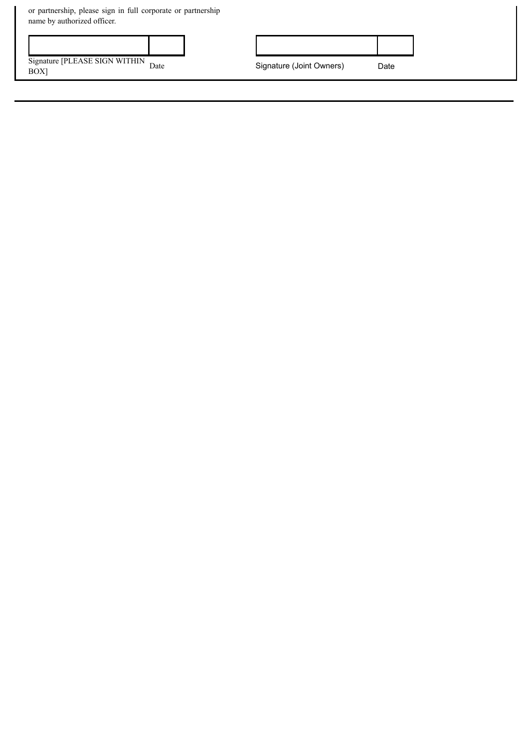or partnership, please sign in full corporate or partnership name by authorized officer.

| | | | |
|---|---|---|---|
| Signature [PLEASE SIGN WITHIN BOX] | Date | Signature (Joint Owners) | Date |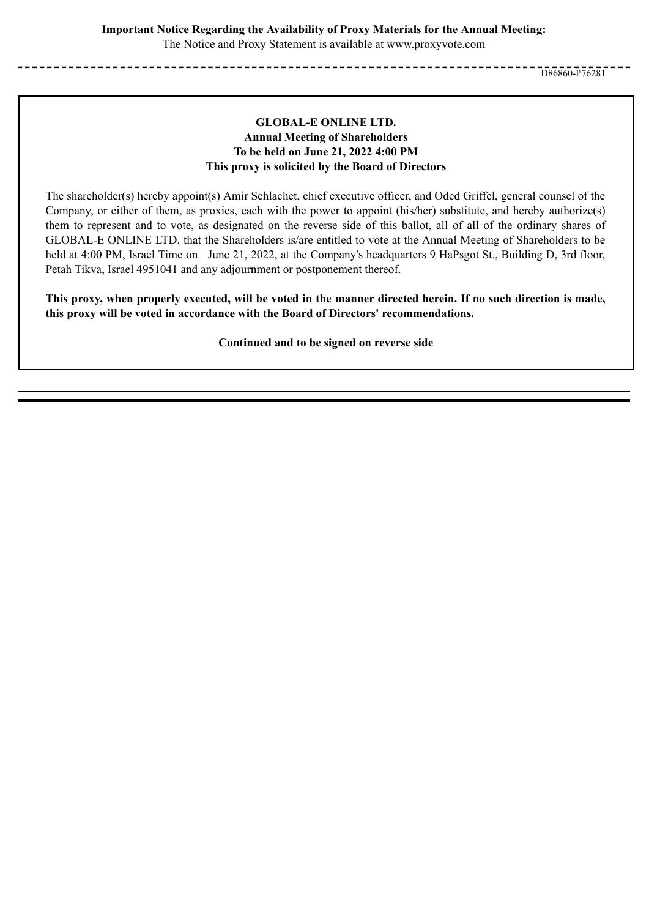**Important Notice Regarding the Availability of Proxy Materials for the Annual Meeting:**
The Notice and Proxy Statement is available at www.proxyvote.com

D86860-P76281

**GLOBAL-E ONLINE LTD.**
**Annual Meeting of Shareholders**
**To be held on June 21, 2022 4:00 PM**
**This proxy is solicited by the Board of Directors**

The shareholder(s) hereby appoint(s) Amir Schlachet, chief executive officer, and Oded Griffel, general counsel of the Company, or either of them, as proxies, each with the power to appoint (his/her) substitute, and hereby authorize(s) them to represent and to vote, as designated on the reverse side of this ballot, all of all of the ordinary shares of GLOBAL-E ONLINE LTD. that the Shareholders is/are entitled to vote at the Annual Meeting of Shareholders to be held at 4:00 PM, Israel Time on June 21, 2022, at the Company's headquarters 9 HaPsgot St., Building D, 3rd floor, Petah Tikva, Israel 4951041 and any adjournment or postponement thereof.

**This proxy, when properly executed, will be voted in the manner directed herein. If no such direction is made, this proxy will be voted in accordance with the Board of Directors' recommendations.**

**Continued and to be signed on reverse side**